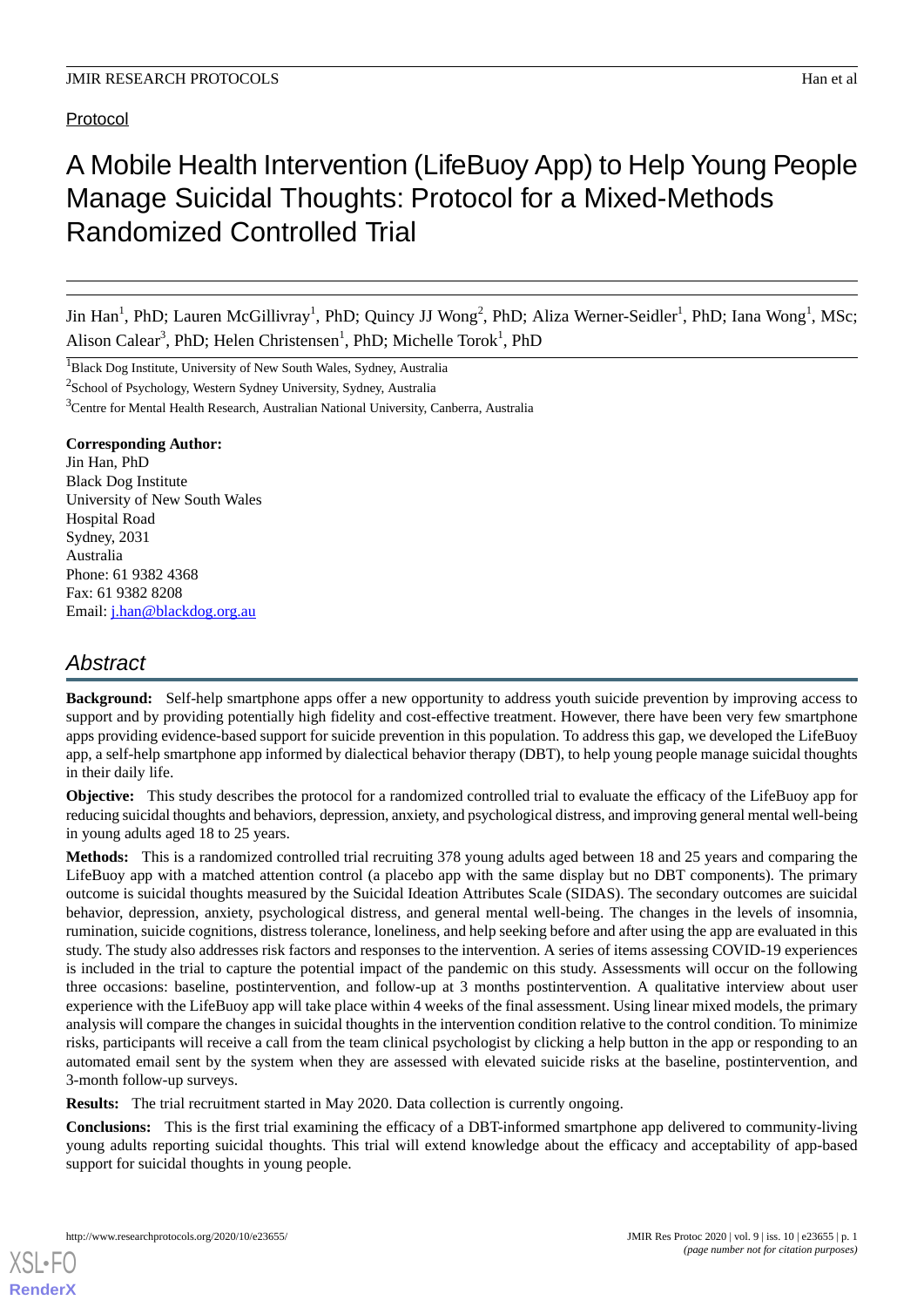Protocol

# A Mobile Health Intervention (LifeBuoy App) to Help Young People Manage Suicidal Thoughts: Protocol for a Mixed-Methods Randomized Controlled Trial

Jin Han[1], PhD; Lauren McGillivray[1], PhD; Quincy JJ Wong[2], PhD; Aliza Werner-Seidler[1], PhD; Iana Wong[1], MSc; Alison Calear[3], PhD; Helen Christensen[1], PhD; Michelle Torok[1], PhD

[1]Black Dog Institute, University of New South Wales, Sydney, Australia

[2]School of Psychology, Western Sydney University, Sydney, Australia

[3]Centre for Mental Health Research, Australian National University, Canberra, Australia

**Corresponding Author:**
Jin Han, PhD
Black Dog Institute
University of New South Wales
Hospital Road
Sydney, 2031
Australia
Phone: 61 9382 4368
Fax: 61 9382 8208
Email: j.han@blackdog.org.au

## Abstract

**Background:** Self-help smartphone apps offer a new opportunity to address youth suicide prevention by improving access to support and by providing potentially high fidelity and cost-effective treatment. However, there have been very few smartphone apps providing evidence-based support for suicide prevention in this population. To address this gap, we developed the LifeBuoy app, a self-help smartphone app informed by dialectical behavior therapy (DBT), to help young people manage suicidal thoughts in their daily life.

**Objective:** This study describes the protocol for a randomized controlled trial to evaluate the efficacy of the LifeBuoy app for reducing suicidal thoughts and behaviors, depression, anxiety, and psychological distress, and improving general mental well-being in young adults aged 18 to 25 years.

**Methods:** This is a randomized controlled trial recruiting 378 young adults aged between 18 and 25 years and comparing the LifeBuoy app with a matched attention control (a placebo app with the same display but no DBT components). The primary outcome is suicidal thoughts measured by the Suicidal Ideation Attributes Scale (SIDAS). The secondary outcomes are suicidal behavior, depression, anxiety, psychological distress, and general mental well-being. The changes in the levels of insomnia, rumination, suicide cognitions, distress tolerance, loneliness, and help seeking before and after using the app are evaluated in this study. The study also addresses risk factors and responses to the intervention. A series of items assessing COVID-19 experiences is included in the trial to capture the potential impact of the pandemic on this study. Assessments will occur on the following three occasions: baseline, postintervention, and follow-up at 3 months postintervention. A qualitative interview about user experience with the LifeBuoy app will take place within 4 weeks of the final assessment. Using linear mixed models, the primary analysis will compare the changes in suicidal thoughts in the intervention condition relative to the control condition. To minimize risks, participants will receive a call from the team clinical psychologist by clicking a help button in the app or responding to an automated email sent by the system when they are assessed with elevated suicide risks at the baseline, postintervention, and 3-month follow-up surveys.

**Results:** The trial recruitment started in May 2020. Data collection is currently ongoing.

**Conclusions:** This is the first trial examining the efficacy of a DBT-informed smartphone app delivered to community-living young adults reporting suicidal thoughts. This trial will extend knowledge about the efficacy and acceptability of app-based support for suicidal thoughts in young people.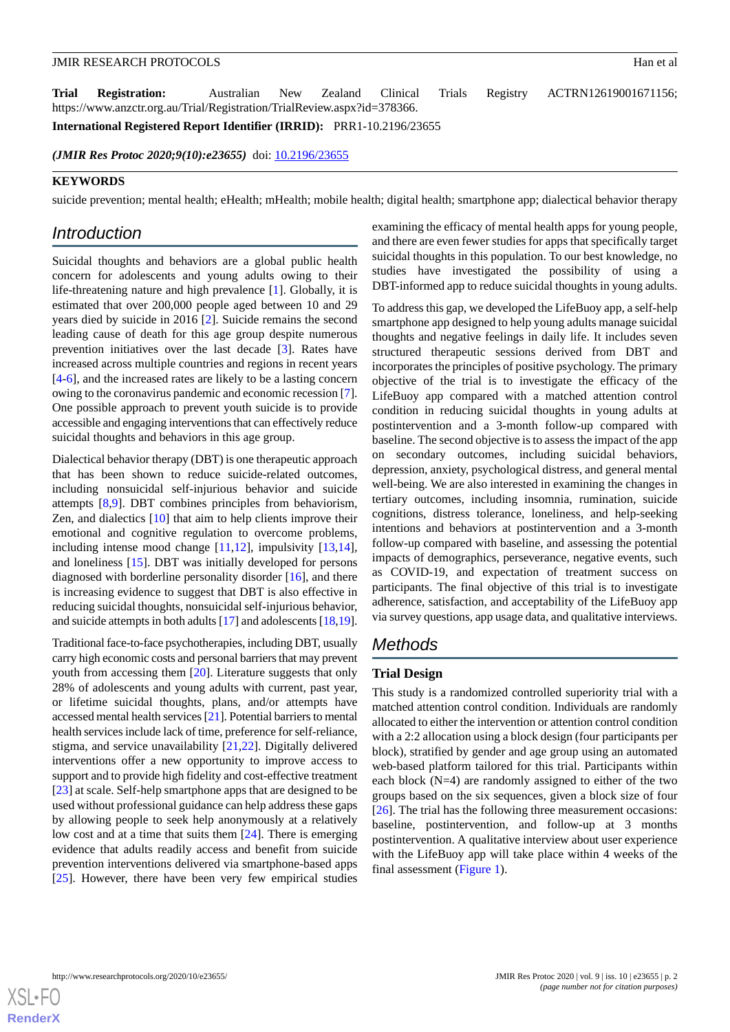**Trial Registration:** Australian New Zealand Clinical Trials Registry ACTRN12619001671156; https://www.anzctr.org.au/Trial/Registration/TrialReview.aspx?id=378366.

**International Registered Report Identifier (IRRID):** PRR1-10.2196/23655

*(JMIR Res Protoc 2020;9(10):e23655)* doi: 10.2196/23655

**KEYWORDS**

suicide prevention; mental health; eHealth; mHealth; mobile health; digital health; smartphone app; dialectical behavior therapy

## Introduction

Suicidal thoughts and behaviors are a global public health concern for adolescents and young adults owing to their life-threatening nature and high prevalence [1]. Globally, it is estimated that over 200,000 people aged between 10 and 29 years died by suicide in 2016 [2]. Suicide remains the second leading cause of death for this age group despite numerous prevention initiatives over the last decade [3]. Rates have increased across multiple countries and regions in recent years [4-6], and the increased rates are likely to be a lasting concern owing to the coronavirus pandemic and economic recession [7]. One possible approach to prevent youth suicide is to provide accessible and engaging interventions that can effectively reduce suicidal thoughts and behaviors in this age group.

Dialectical behavior therapy (DBT) is one therapeutic approach that has been shown to reduce suicide-related outcomes, including nonsuicidal self-injurious behavior and suicide attempts [8,9]. DBT combines principles from behaviorism, Zen, and dialectics [10] that aim to help clients improve their emotional and cognitive regulation to overcome problems, including intense mood change [11,12], impulsivity [13,14], and loneliness [15]. DBT was initially developed for persons diagnosed with borderline personality disorder [16], and there is increasing evidence to suggest that DBT is also effective in reducing suicidal thoughts, nonsuicidal self-injurious behavior, and suicide attempts in both adults [17] and adolescents [18,19].

Traditional face-to-face psychotherapies, including DBT, usually carry high economic costs and personal barriers that may prevent youth from accessing them [20]. Literature suggests that only 28% of adolescents and young adults with current, past year, or lifetime suicidal thoughts, plans, and/or attempts have accessed mental health services [21]. Potential barriers to mental health services include lack of time, preference for self-reliance, stigma, and service unavailability [21,22]. Digitally delivered interventions offer a new opportunity to improve access to support and to provide high fidelity and cost-effective treatment [23] at scale. Self-help smartphone apps that are designed to be used without professional guidance can help address these gaps by allowing people to seek help anonymously at a relatively low cost and at a time that suits them [24]. There is emerging evidence that adults readily access and benefit from suicide prevention interventions delivered via smartphone-based apps [25]. However, there have been very few empirical studies examining the efficacy of mental health apps for young people, and there are even fewer studies for apps that specifically target suicidal thoughts in this population. To our best knowledge, no studies have investigated the possibility of using a DBT-informed app to reduce suicidal thoughts in young adults.

To address this gap, we developed the LifeBuoy app, a self-help smartphone app designed to help young adults manage suicidal thoughts and negative feelings in daily life. It includes seven structured therapeutic sessions derived from DBT and incorporates the principles of positive psychology. The primary objective of the trial is to investigate the efficacy of the LifeBuoy app compared with a matched attention control condition in reducing suicidal thoughts in young adults at postintervention and a 3-month follow-up compared with baseline. The second objective is to assess the impact of the app on secondary outcomes, including suicidal behaviors, depression, anxiety, psychological distress, and general mental well-being. We are also interested in examining the changes in tertiary outcomes, including insomnia, rumination, suicide cognitions, distress tolerance, loneliness, and help-seeking intentions and behaviors at postintervention and a 3-month follow-up compared with baseline, and assessing the potential impacts of demographics, perseverance, negative events, such as COVID-19, and expectation of treatment success on participants. The final objective of this trial is to investigate adherence, satisfaction, and acceptability of the LifeBuoy app via survey questions, app usage data, and qualitative interviews.

## Methods

### Trial Design

This study is a randomized controlled superiority trial with a matched attention control condition. Individuals are randomly allocated to either the intervention or attention control condition with a 2:2 allocation using a block design (four participants per block), stratified by gender and age group using an automated web-based platform tailored for this trial. Participants within each block (N=4) are randomly assigned to either of the two groups based on the six sequences, given a block size of four [26]. The trial has the following three measurement occasions: baseline, postintervention, and follow-up at 3 months postintervention. A qualitative interview about user experience with the LifeBuoy app will take place within 4 weeks of the final assessment (Figure 1).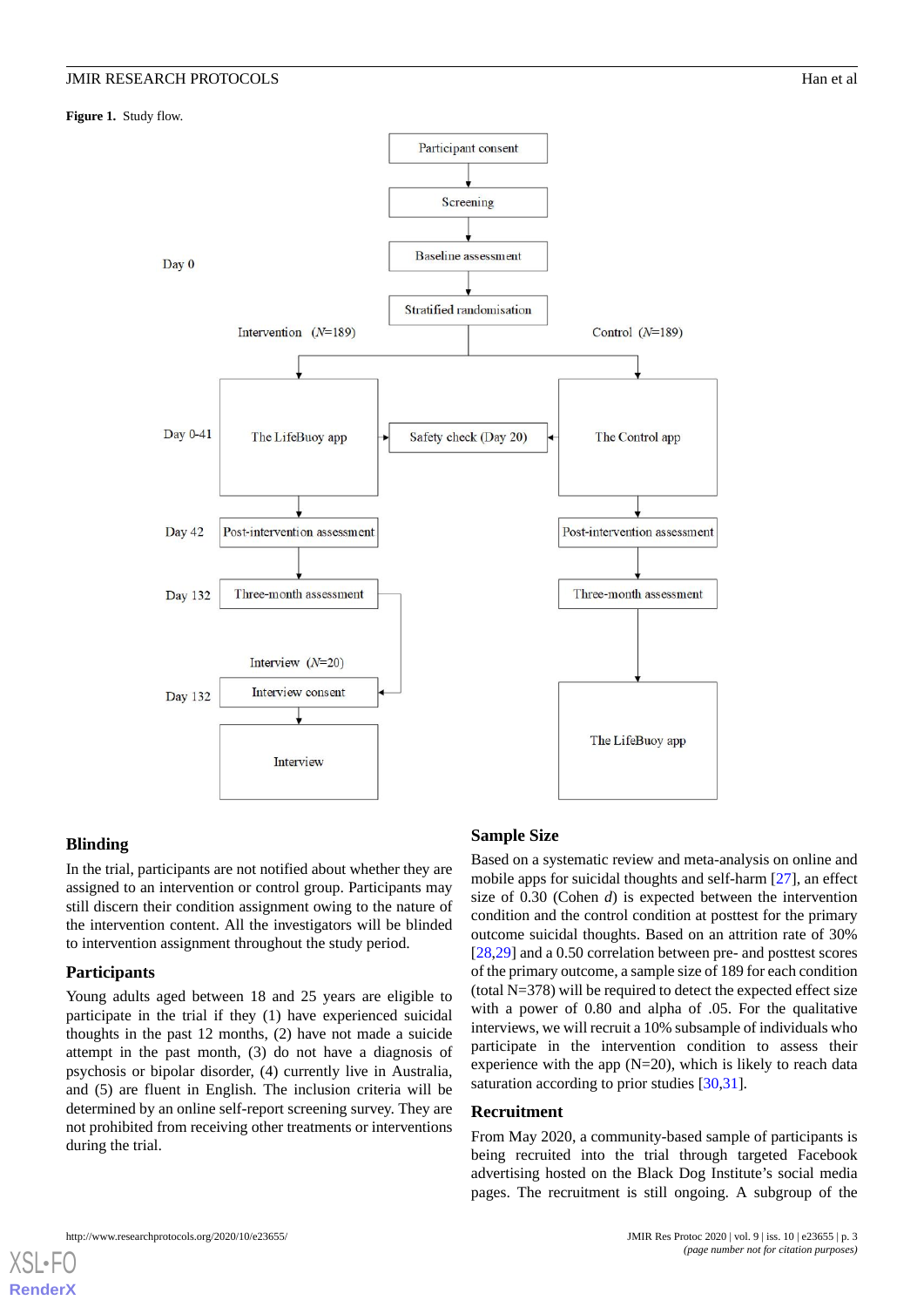**Figure 1.** Study flow.

## Blinding

In the trial, participants are not notified about whether they are assigned to an intervention or control group. Participants may still discern their condition assignment owing to the nature of the intervention content. All the investigators will be blinded to intervention assignment throughout the study period.

## Participants

Young adults aged between 18 and 25 years are eligible to participate in the trial if they (1) have experienced suicidal thoughts in the past 12 months, (2) have not made a suicide attempt in the past month, (3) do not have a diagnosis of psychosis or bipolar disorder, (4) currently live in Australia, and (5) are fluent in English. The inclusion criteria will be determined by an online self-report screening survey. They are not prohibited from receiving other treatments or interventions during the trial.

## Sample Size

Based on a systematic review and meta-analysis on online and mobile apps for suicidal thoughts and self-harm [27], an effect size of 0.30 (Cohen *d*) is expected between the intervention condition and the control condition at posttest for the primary outcome suicidal thoughts. Based on an attrition rate of 30% [28,29] and a 0.50 correlation between pre- and posttest scores of the primary outcome, a sample size of 189 for each condition (total N=378) will be required to detect the expected effect size with a power of 0.80 and alpha of .05. For the qualitative interviews, we will recruit a 10% subsample of individuals who participate in the intervention condition to assess their experience with the app (N=20), which is likely to reach data saturation according to prior studies [30,31].

## Recruitment

From May 2020, a community-based sample of participants is being recruited into the trial through targeted Facebook advertising hosted on the Black Dog Institute's social media pages. The recruitment is still ongoing. A subgroup of the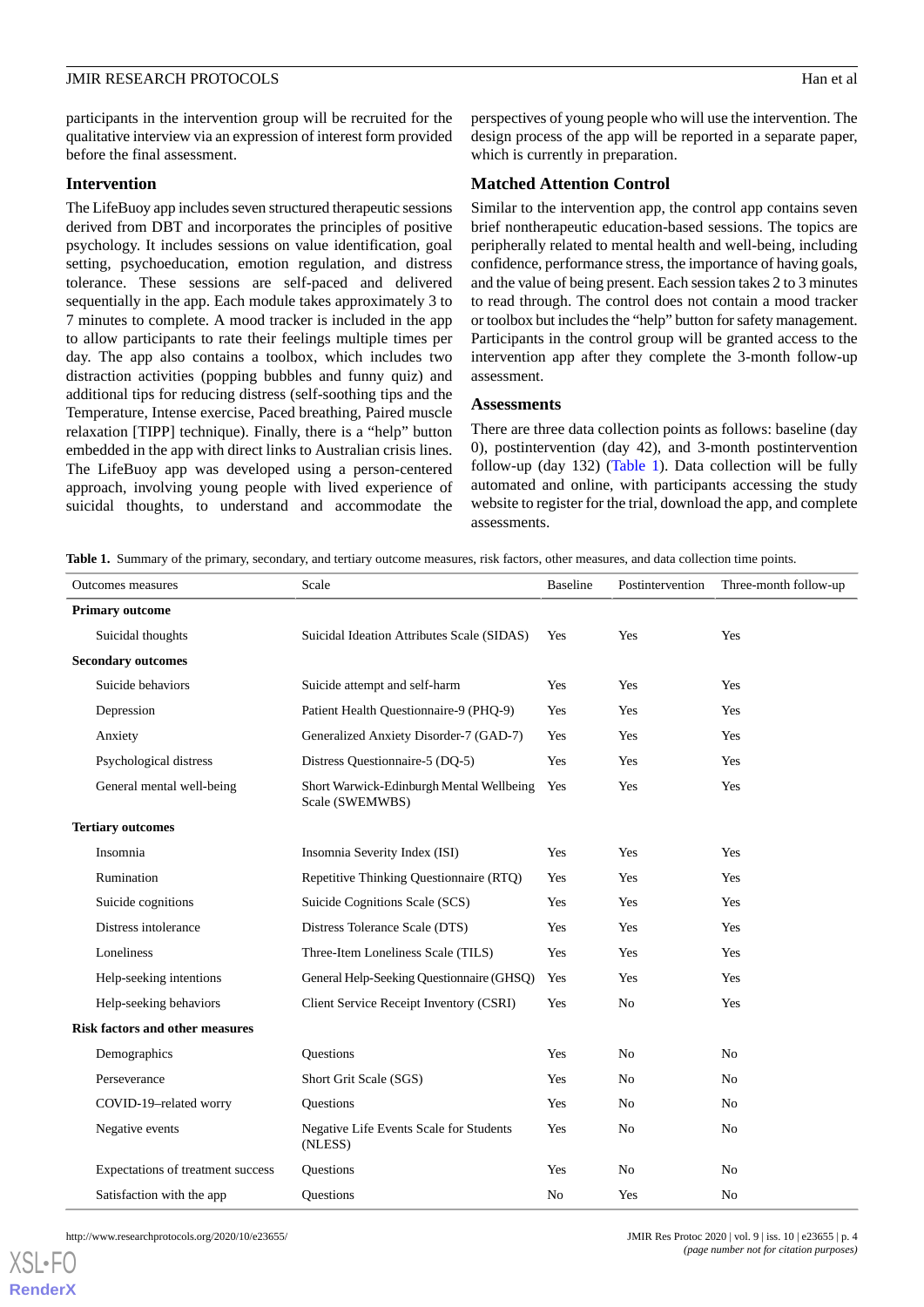participants in the intervention group will be recruited for the qualitative interview via an expression of interest form provided before the final assessment.

### Intervention

The LifeBuoy app includes seven structured therapeutic sessions derived from DBT and incorporates the principles of positive psychology. It includes sessions on value identification, goal setting, psychoeducation, emotion regulation, and distress tolerance. These sessions are self-paced and delivered sequentially in the app. Each module takes approximately 3 to 7 minutes to complete. A mood tracker is included in the app to allow participants to rate their feelings multiple times per day. The app also contains a toolbox, which includes two distraction activities (popping bubbles and funny quiz) and additional tips for reducing distress (self-soothing tips and the Temperature, Intense exercise, Paced breathing, Paired muscle relaxation [TIPP] technique). Finally, there is a "help" button embedded in the app with direct links to Australian crisis lines. The LifeBuoy app was developed using a person-centered approach, involving young people with lived experience of suicidal thoughts, to understand and accommodate the perspectives of young people who will use the intervention. The design process of the app will be reported in a separate paper, which is currently in preparation.

### Matched Attention Control

Similar to the intervention app, the control app contains seven brief nontherapeutic education-based sessions. The topics are peripherally related to mental health and well-being, including confidence, performance stress, the importance of having goals, and the value of being present. Each session takes 2 to 3 minutes to read through. The control does not contain a mood tracker or toolbox but includes the "help" button for safety management. Participants in the control group will be granted access to the intervention app after they complete the 3-month follow-up assessment.

### Assessments

There are three data collection points as follows: baseline (day 0), postintervention (day 42), and 3-month postintervention follow-up (day 132) (Table 1). Data collection will be fully automated and online, with participants accessing the study website to register for the trial, download the app, and complete assessments.

**Table 1.** Summary of the primary, secondary, and tertiary outcome measures, risk factors, other measures, and data collection time points.

| Outcomes measures | Scale | Baseline | Postintervention | Three-month follow-up |
|---|---|---|---|---|
| **Primary outcome** | | | | |
| Suicidal thoughts | Suicidal Ideation Attributes Scale (SIDAS) | Yes | Yes | Yes |
| **Secondary outcomes** | | | | |
| Suicide behaviors | Suicide attempt and self-harm | Yes | Yes | Yes |
| Depression | Patient Health Questionnaire-9 (PHQ-9) | Yes | Yes | Yes |
| Anxiety | Generalized Anxiety Disorder-7 (GAD-7) | Yes | Yes | Yes |
| Psychological distress | Distress Questionnaire-5 (DQ-5) | Yes | Yes | Yes |
| General mental well-being | Short Warwick-Edinburgh Mental Wellbeing Scale (SWEMWBS) | Yes | Yes | Yes |
| **Tertiary outcomes** | | | | |
| Insomnia | Insomnia Severity Index (ISI) | Yes | Yes | Yes |
| Rumination | Repetitive Thinking Questionnaire (RTQ) | Yes | Yes | Yes |
| Suicide cognitions | Suicide Cognitions Scale (SCS) | Yes | Yes | Yes |
| Distress intolerance | Distress Tolerance Scale (DTS) | Yes | Yes | Yes |
| Loneliness | Three-Item Loneliness Scale (TILS) | Yes | Yes | Yes |
| Help-seeking intentions | General Help-Seeking Questionnaire (GHSQ) | Yes | Yes | Yes |
| Help-seeking behaviors | Client Service Receipt Inventory (CSRI) | Yes | No | Yes |
| **Risk factors and other measures** | | | | |
| Demographics | Questions | Yes | No | No |
| Perseverance | Short Grit Scale (SGS) | Yes | No | No |
| COVID-19–related worry | Questions | Yes | No | No |
| Negative events | Negative Life Events Scale for Students (NLESS) | Yes | No | No |
| Expectations of treatment success | Questions | Yes | No | No |
| Satisfaction with the app | Questions | No | Yes | No |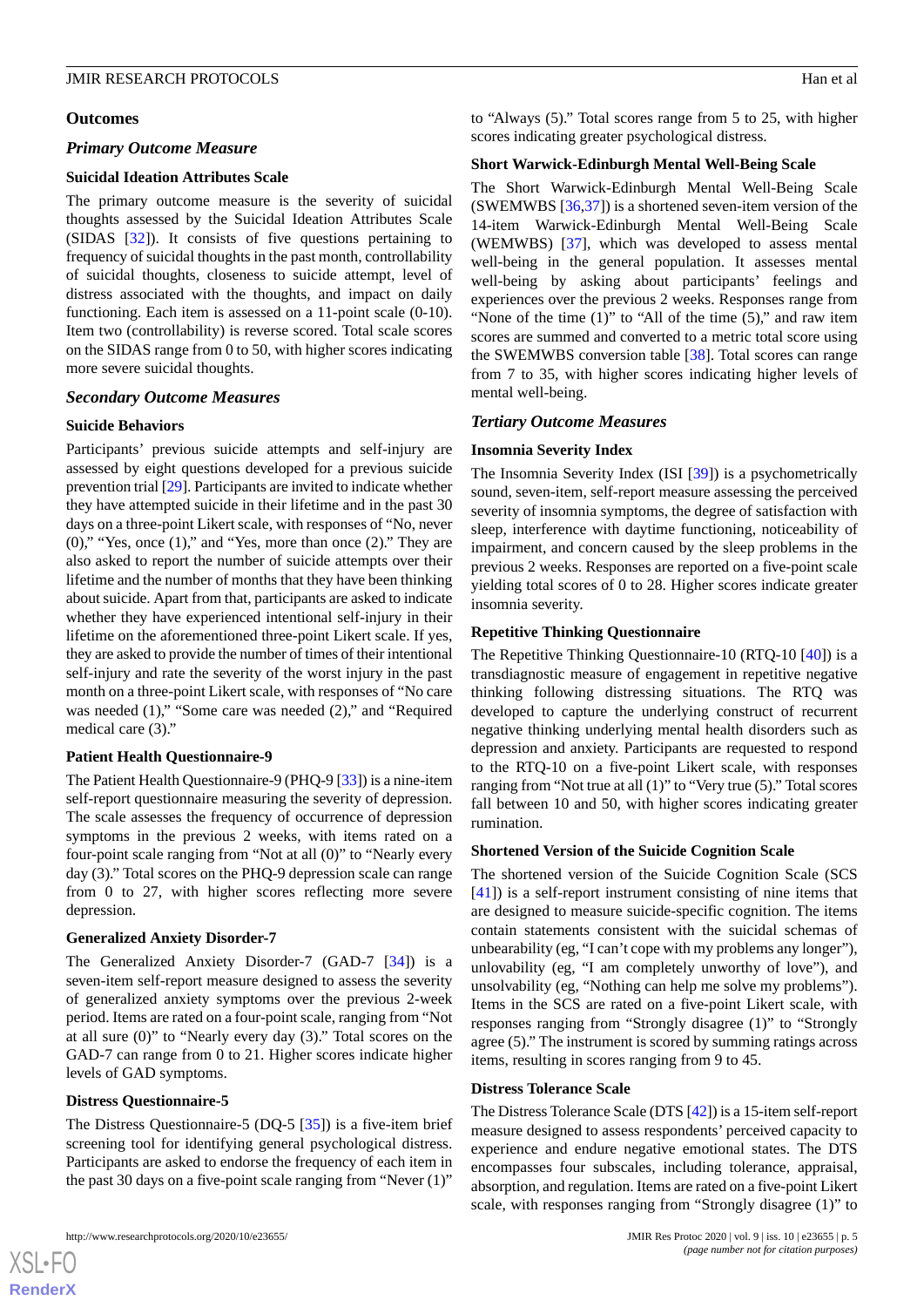## Outcomes

### Primary Outcome Measure

#### Suicidal Ideation Attributes Scale

The primary outcome measure is the severity of suicidal thoughts assessed by the Suicidal Ideation Attributes Scale (SIDAS [32]). It consists of five questions pertaining to frequency of suicidal thoughts in the past month, controllability of suicidal thoughts, closeness to suicide attempt, level of distress associated with the thoughts, and impact on daily functioning. Each item is assessed on a 11-point scale (0-10). Item two (controllability) is reverse scored. Total scale scores on the SIDAS range from 0 to 50, with higher scores indicating more severe suicidal thoughts.

### Secondary Outcome Measures

#### Suicide Behaviors

Participants' previous suicide attempts and self-injury are assessed by eight questions developed for a previous suicide prevention trial [29]. Participants are invited to indicate whether they have attempted suicide in their lifetime and in the past 30 days on a three-point Likert scale, with responses of "No, never (0)," "Yes, once (1)," and "Yes, more than once (2)." They are also asked to report the number of suicide attempts over their lifetime and the number of months that they have been thinking about suicide. Apart from that, participants are asked to indicate whether they have experienced intentional self-injury in their lifetime on the aforementioned three-point Likert scale. If yes, they are asked to provide the number of times of their intentional self-injury and rate the severity of the worst injury in the past month on a three-point Likert scale, with responses of "No care was needed (1)," "Some care was needed (2)," and "Required medical care (3)."

#### Patient Health Questionnaire-9

The Patient Health Questionnaire-9 (PHQ-9 [33]) is a nine-item self-report questionnaire measuring the severity of depression. The scale assesses the frequency of occurrence of depression symptoms in the previous 2 weeks, with items rated on a four-point scale ranging from "Not at all (0)" to "Nearly every day (3)." Total scores on the PHQ-9 depression scale can range from 0 to 27, with higher scores reflecting more severe depression.

#### Generalized Anxiety Disorder-7

The Generalized Anxiety Disorder-7 (GAD-7 [34]) is a seven-item self-report measure designed to assess the severity of generalized anxiety symptoms over the previous 2-week period. Items are rated on a four-point scale, ranging from "Not at all sure (0)" to "Nearly every day (3)." Total scores on the GAD-7 can range from 0 to 21. Higher scores indicate higher levels of GAD symptoms.

#### Distress Questionnaire-5

The Distress Questionnaire-5 (DQ-5 [35]) is a five-item brief screening tool for identifying general psychological distress. Participants are asked to endorse the frequency of each item in the past 30 days on a five-point scale ranging from "Never (1)" to "Always (5)." Total scores range from 5 to 25, with higher scores indicating greater psychological distress.

#### Short Warwick-Edinburgh Mental Well-Being Scale

The Short Warwick-Edinburgh Mental Well-Being Scale (SWEMWBS [36,37]) is a shortened seven-item version of the 14-item Warwick-Edinburgh Mental Well-Being Scale (WEMWBS) [37], which was developed to assess mental well-being in the general population. It assesses mental well-being by asking about participants' feelings and experiences over the previous 2 weeks. Responses range from "None of the time (1)" to "All of the time (5)," and raw item scores are summed and converted to a metric total score using the SWEMWBS conversion table [38]. Total scores can range from 7 to 35, with higher scores indicating higher levels of mental well-being.

### Tertiary Outcome Measures

#### Insomnia Severity Index

The Insomnia Severity Index (ISI [39]) is a psychometrically sound, seven-item, self-report measure assessing the perceived severity of insomnia symptoms, the degree of satisfaction with sleep, interference with daytime functioning, noticeability of impairment, and concern caused by the sleep problems in the previous 2 weeks. Responses are reported on a five-point scale yielding total scores of 0 to 28. Higher scores indicate greater insomnia severity.

#### Repetitive Thinking Questionnaire

The Repetitive Thinking Questionnaire-10 (RTQ-10 [40]) is a transdiagnostic measure of engagement in repetitive negative thinking following distressing situations. The RTQ was developed to capture the underlying construct of recurrent negative thinking underlying mental health disorders such as depression and anxiety. Participants are requested to respond to the RTQ-10 on a five-point Likert scale, with responses ranging from "Not true at all (1)" to "Very true (5)." Total scores fall between 10 and 50, with higher scores indicating greater rumination.

#### Shortened Version of the Suicide Cognition Scale

The shortened version of the Suicide Cognition Scale (SCS [41]) is a self-report instrument consisting of nine items that are designed to measure suicide-specific cognition. The items contain statements consistent with the suicidal schemas of unbearability (eg, "I can't cope with my problems any longer"), unlovability (eg, "I am completely unworthy of love"), and unsolvability (eg, "Nothing can help me solve my problems"). Items in the SCS are rated on a five-point Likert scale, with responses ranging from "Strongly disagree (1)" to "Strongly agree (5)." The instrument is scored by summing ratings across items, resulting in scores ranging from 9 to 45.

#### Distress Tolerance Scale

The Distress Tolerance Scale (DTS [42]) is a 15-item self-report measure designed to assess respondents' perceived capacity to experience and endure negative emotional states. The DTS encompasses four subscales, including tolerance, appraisal, absorption, and regulation. Items are rated on a five-point Likert scale, with responses ranging from "Strongly disagree (1)" to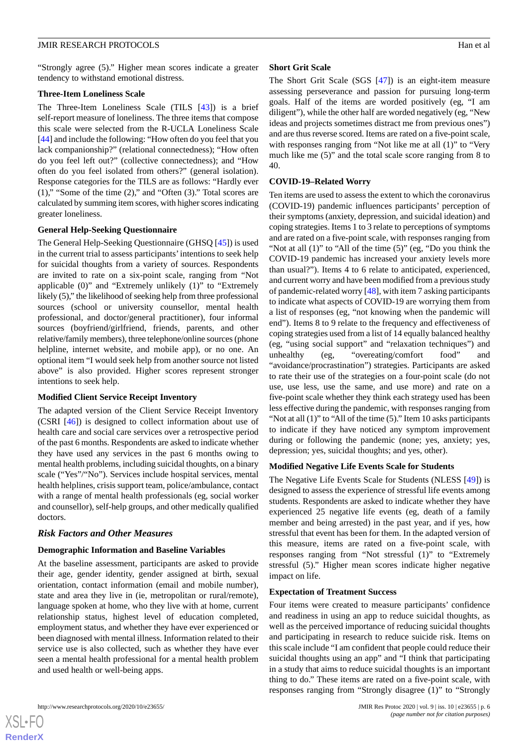"Strongly agree (5)." Higher mean scores indicate a greater tendency to withstand emotional distress.

#### Three-Item Loneliness Scale

The Three-Item Loneliness Scale (TILS [43]) is a brief self-report measure of loneliness. The three items that compose this scale were selected from the R-UCLA Loneliness Scale [44] and include the following: "How often do you feel that you lack companionship?" (relational connectedness); "How often do you feel left out?" (collective connectedness); and "How often do you feel isolated from others?" (general isolation). Response categories for the TILS are as follows: "Hardly ever (1)," "Some of the time (2)," and "Often (3)." Total scores are calculated by summing item scores, with higher scores indicating greater loneliness.

#### General Help-Seeking Questionnaire

The General Help-Seeking Questionnaire (GHSQ [45]) is used in the current trial to assess participants' intentions to seek help for suicidal thoughts from a variety of sources. Respondents are invited to rate on a six-point scale, ranging from "Not applicable (0)" and "Extremely unlikely (1)" to "Extremely likely (5)," the likelihood of seeking help from three professional sources (school or university counsellor, mental health professional, and doctor/general practitioner), four informal sources (boyfriend/girlfriend, friends, parents, and other relative/family members), three telephone/online sources (phone helpline, internet website, and mobile app), or no one. An optional item "I would seek help from another source not listed above" is also provided. Higher scores represent stronger intentions to seek help.

#### Modified Client Service Receipt Inventory

The adapted version of the Client Service Receipt Inventory (CSRI [46]) is designed to collect information about use of health care and social care services over a retrospective period of the past 6 months. Respondents are asked to indicate whether they have used any services in the past 6 months owing to mental health problems, including suicidal thoughts, on a binary scale ("Yes"/"No"). Services include hospital services, mental health helplines, crisis support team, police/ambulance, contact with a range of mental health professionals (eg, social worker and counsellor), self-help groups, and other medically qualified doctors.

### *Risk Factors and Other Measures*

#### Demographic Information and Baseline Variables

At the baseline assessment, participants are asked to provide their age, gender identity, gender assigned at birth, sexual orientation, contact information (email and mobile number), state and area they live in (ie, metropolitan or rural/remote), language spoken at home, who they live with at home, current relationship status, highest level of education completed, employment status, and whether they have ever experienced or been diagnosed with mental illness. Information related to their service use is also collected, such as whether they have ever seen a mental health professional for a mental health problem and used health or well-being apps.

#### Short Grit Scale

The Short Grit Scale (SGS [47]) is an eight-item measure assessing perseverance and passion for pursuing long-term goals. Half of the items are worded positively (eg, "I am diligent"), while the other half are worded negatively (eg, "New ideas and projects sometimes distract me from previous ones") and are thus reverse scored. Items are rated on a five-point scale, with responses ranging from "Not like me at all (1)" to "Very much like me (5)" and the total scale score ranging from 8 to 40.

#### COVID-19–Related Worry

Ten items are used to assess the extent to which the coronavirus (COVID-19) pandemic influences participants' perception of their symptoms (anxiety, depression, and suicidal ideation) and coping strategies. Items 1 to 3 relate to perceptions of symptoms and are rated on a five-point scale, with responses ranging from "Not at all (1)" to "All of the time (5)" (eg, "Do you think the COVID-19 pandemic has increased your anxiety levels more than usual?"). Items 4 to 6 relate to anticipated, experienced, and current worry and have been modified from a previous study of pandemic-related worry [48], with item 7 asking participants to indicate what aspects of COVID-19 are worrying them from a list of responses (eg, "not knowing when the pandemic will end"). Items 8 to 9 relate to the frequency and effectiveness of coping strategies used from a list of 14 equally balanced healthy (eg, "using social support" and "relaxation techniques") and unhealthy (eg, "overeating/comfort food" and "avoidance/procrastination") strategies. Participants are asked to rate their use of the strategies on a four-point scale (do not use, use less, use the same, and use more) and rate on a five-point scale whether they think each strategy used has been less effective during the pandemic, with responses ranging from "Not at all (1)" to "All of the time (5)." Item 10 asks participants to indicate if they have noticed any symptom improvement during or following the pandemic (none; yes, anxiety; yes, depression; yes, suicidal thoughts; and yes, other).

#### Modified Negative Life Events Scale for Students

The Negative Life Events Scale for Students (NLESS [49]) is designed to assess the experience of stressful life events among students. Respondents are asked to indicate whether they have experienced 25 negative life events (eg, death of a family member and being arrested) in the past year, and if yes, how stressful that event has been for them. In the adapted version of this measure, items are rated on a five-point scale, with responses ranging from "Not stressful (1)" to "Extremely stressful (5)." Higher mean scores indicate higher negative impact on life.

#### Expectation of Treatment Success

Four items were created to measure participants' confidence and readiness in using an app to reduce suicidal thoughts, as well as the perceived importance of reducing suicidal thoughts and participating in research to reduce suicide risk. Items on this scale include "I am confident that people could reduce their suicidal thoughts using an app" and "I think that participating in a study that aims to reduce suicidal thoughts is an important thing to do." These items are rated on a five-point scale, with responses ranging from "Strongly disagree (1)" to "Strongly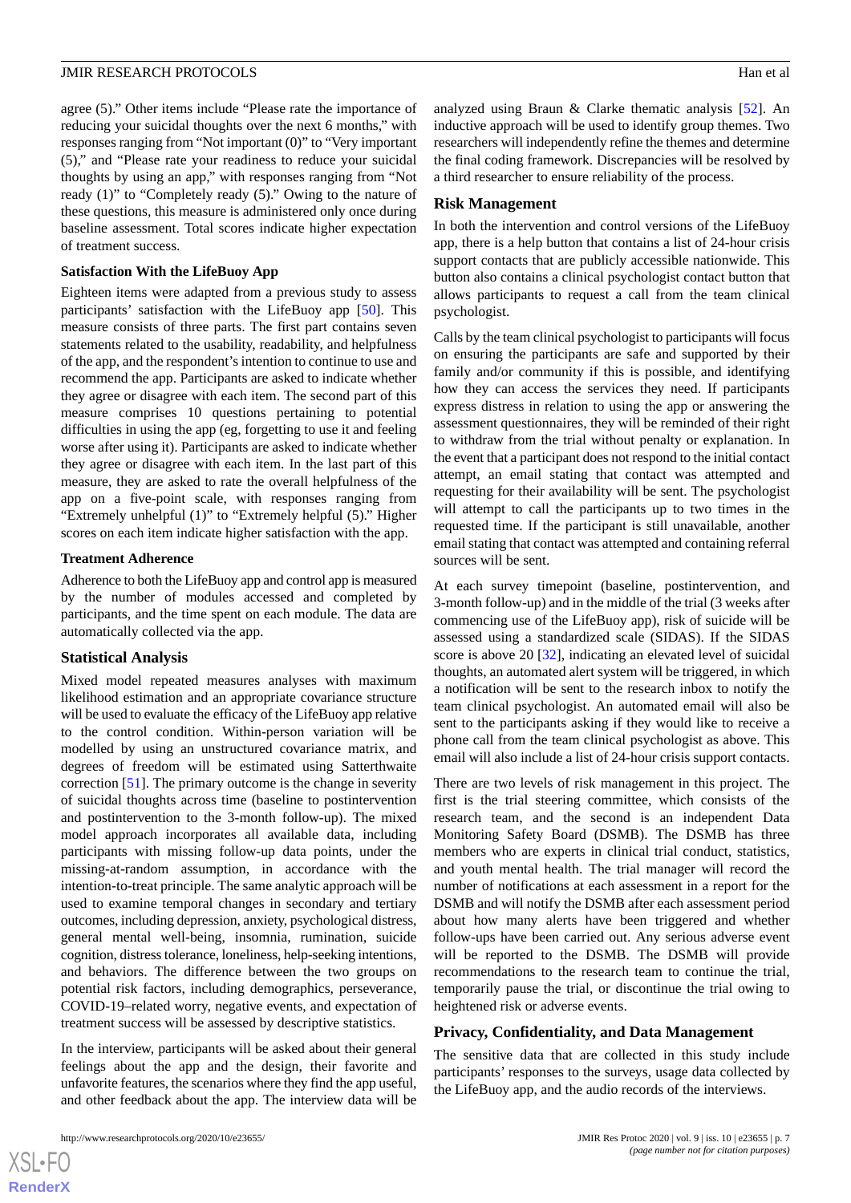agree (5)." Other items include "Please rate the importance of reducing your suicidal thoughts over the next 6 months," with responses ranging from "Not important (0)" to "Very important (5)," and "Please rate your readiness to reduce your suicidal thoughts by using an app," with responses ranging from "Not ready (1)" to "Completely ready (5)." Owing to the nature of these questions, this measure is administered only once during baseline assessment. Total scores indicate higher expectation of treatment success.

#### Satisfaction With the LifeBuoy App

Eighteen items were adapted from a previous study to assess participants' satisfaction with the LifeBuoy app [50]. This measure consists of three parts. The first part contains seven statements related to the usability, readability, and helpfulness of the app, and the respondent's intention to continue to use and recommend the app. Participants are asked to indicate whether they agree or disagree with each item. The second part of this measure comprises 10 questions pertaining to potential difficulties in using the app (eg, forgetting to use it and feeling worse after using it). Participants are asked to indicate whether they agree or disagree with each item. In the last part of this measure, they are asked to rate the overall helpfulness of the app on a five-point scale, with responses ranging from "Extremely unhelpful (1)" to "Extremely helpful (5)." Higher scores on each item indicate higher satisfaction with the app.

#### Treatment Adherence

Adherence to both the LifeBuoy app and control app is measured by the number of modules accessed and completed by participants, and the time spent on each module. The data are automatically collected via the app.

### Statistical Analysis

Mixed model repeated measures analyses with maximum likelihood estimation and an appropriate covariance structure will be used to evaluate the efficacy of the LifeBuoy app relative to the control condition. Within-person variation will be modelled by using an unstructured covariance matrix, and degrees of freedom will be estimated using Satterthwaite correction [51]. The primary outcome is the change in severity of suicidal thoughts across time (baseline to postintervention and postintervention to the 3-month follow-up). The mixed model approach incorporates all available data, including participants with missing follow-up data points, under the missing-at-random assumption, in accordance with the intention-to-treat principle. The same analytic approach will be used to examine temporal changes in secondary and tertiary outcomes, including depression, anxiety, psychological distress, general mental well-being, insomnia, rumination, suicide cognition, distress tolerance, loneliness, help-seeking intentions, and behaviors. The difference between the two groups on potential risk factors, including demographics, perseverance, COVID-19–related worry, negative events, and expectation of treatment success will be assessed by descriptive statistics.

In the interview, participants will be asked about their general feelings about the app and the design, their favorite and unfavorite features, the scenarios where they find the app useful, and other feedback about the app. The interview data will be analyzed using Braun & Clarke thematic analysis [52]. An inductive approach will be used to identify group themes. Two researchers will independently refine the themes and determine the final coding framework. Discrepancies will be resolved by a third researcher to ensure reliability of the process.

### Risk Management

In both the intervention and control versions of the LifeBuoy app, there is a help button that contains a list of 24-hour crisis support contacts that are publicly accessible nationwide. This button also contains a clinical psychologist contact button that allows participants to request a call from the team clinical psychologist.

Calls by the team clinical psychologist to participants will focus on ensuring the participants are safe and supported by their family and/or community if this is possible, and identifying how they can access the services they need. If participants express distress in relation to using the app or answering the assessment questionnaires, they will be reminded of their right to withdraw from the trial without penalty or explanation. In the event that a participant does not respond to the initial contact attempt, an email stating that contact was attempted and requesting for their availability will be sent. The psychologist will attempt to call the participants up to two times in the requested time. If the participant is still unavailable, another email stating that contact was attempted and containing referral sources will be sent.

At each survey timepoint (baseline, postintervention, and 3-month follow-up) and in the middle of the trial (3 weeks after commencing use of the LifeBuoy app), risk of suicide will be assessed using a standardized scale (SIDAS). If the SIDAS score is above 20 [32], indicating an elevated level of suicidal thoughts, an automated alert system will be triggered, in which a notification will be sent to the research inbox to notify the team clinical psychologist. An automated email will also be sent to the participants asking if they would like to receive a phone call from the team clinical psychologist as above. This email will also include a list of 24-hour crisis support contacts.

There are two levels of risk management in this project. The first is the trial steering committee, which consists of the research team, and the second is an independent Data Monitoring Safety Board (DSMB). The DSMB has three members who are experts in clinical trial conduct, statistics, and youth mental health. The trial manager will record the number of notifications at each assessment in a report for the DSMB and will notify the DSMB after each assessment period about how many alerts have been triggered and whether follow-ups have been carried out. Any serious adverse event will be reported to the DSMB. The DSMB will provide recommendations to the research team to continue the trial, temporarily pause the trial, or discontinue the trial owing to heightened risk or adverse events.

### Privacy, Confidentiality, and Data Management

The sensitive data that are collected in this study include participants' responses to the surveys, usage data collected by the LifeBuoy app, and the audio records of the interviews.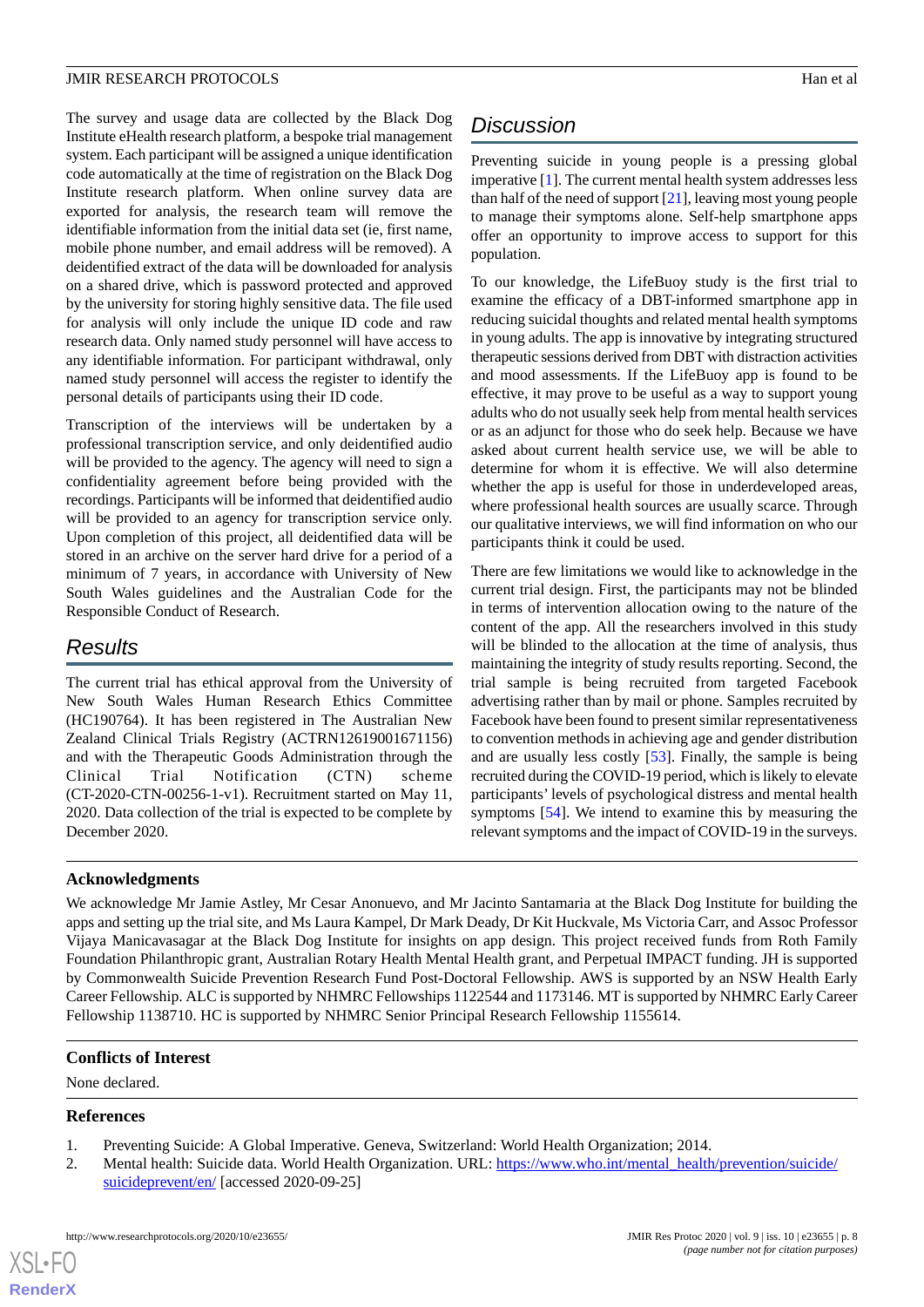The survey and usage data are collected by the Black Dog Institute eHealth research platform, a bespoke trial management system. Each participant will be assigned a unique identification code automatically at the time of registration on the Black Dog Institute research platform. When online survey data are exported for analysis, the research team will remove the identifiable information from the initial data set (ie, first name, mobile phone number, and email address will be removed). A deidentified extract of the data will be downloaded for analysis on a shared drive, which is password protected and approved by the university for storing highly sensitive data. The file used for analysis will only include the unique ID code and raw research data. Only named study personnel will have access to any identifiable information. For participant withdrawal, only named study personnel will access the register to identify the personal details of participants using their ID code.

Transcription of the interviews will be undertaken by a professional transcription service, and only deidentified audio will be provided to the agency. The agency will need to sign a confidentiality agreement before being provided with the recordings. Participants will be informed that deidentified audio will be provided to an agency for transcription service only. Upon completion of this project, all deidentified data will be stored in an archive on the server hard drive for a period of a minimum of 7 years, in accordance with University of New South Wales guidelines and the Australian Code for the Responsible Conduct of Research.

## Results

The current trial has ethical approval from the University of New South Wales Human Research Ethics Committee (HC190764). It has been registered in The Australian New Zealand Clinical Trials Registry (ACTRN12619001671156) and with the Therapeutic Goods Administration through the Clinical Trial Notification (CTN) scheme (CT-2020-CTN-00256-1-v1). Recruitment started on May 11, 2020. Data collection of the trial is expected to be complete by December 2020.

## Discussion

Preventing suicide in young people is a pressing global imperative [1]. The current mental health system addresses less than half of the need of support [21], leaving most young people to manage their symptoms alone. Self-help smartphone apps offer an opportunity to improve access to support for this population.

To our knowledge, the LifeBuoy study is the first trial to examine the efficacy of a DBT-informed smartphone app in reducing suicidal thoughts and related mental health symptoms in young adults. The app is innovative by integrating structured therapeutic sessions derived from DBT with distraction activities and mood assessments. If the LifeBuoy app is found to be effective, it may prove to be useful as a way to support young adults who do not usually seek help from mental health services or as an adjunct for those who do seek help. Because we have asked about current health service use, we will be able to determine for whom it is effective. We will also determine whether the app is useful for those in underdeveloped areas, where professional health sources are usually scarce. Through our qualitative interviews, we will find information on who our participants think it could be used.

There are few limitations we would like to acknowledge in the current trial design. First, the participants may not be blinded in terms of intervention allocation owing to the nature of the content of the app. All the researchers involved in this study will be blinded to the allocation at the time of analysis, thus maintaining the integrity of study results reporting. Second, the trial sample is being recruited from targeted Facebook advertising rather than by mail or phone. Samples recruited by Facebook have been found to present similar representativeness to convention methods in achieving age and gender distribution and are usually less costly [53]. Finally, the sample is being recruited during the COVID-19 period, which is likely to elevate participants' levels of psychological distress and mental health symptoms [54]. We intend to examine this by measuring the relevant symptoms and the impact of COVID-19 in the surveys.

### Acknowledgments

We acknowledge Mr Jamie Astley, Mr Cesar Anonuevo, and Mr Jacinto Santamaria at the Black Dog Institute for building the apps and setting up the trial site, and Ms Laura Kampel, Dr Mark Deady, Dr Kit Huckvale, Ms Victoria Carr, and Assoc Professor Vijaya Manicavasagar at the Black Dog Institute for insights on app design. This project received funds from Roth Family Foundation Philanthropic grant, Australian Rotary Health Mental Health grant, and Perpetual IMPACT funding. JH is supported by Commonwealth Suicide Prevention Research Fund Post-Doctoral Fellowship. AWS is supported by an NSW Health Early Career Fellowship. ALC is supported by NHMRC Fellowships 1122544 and 1173146. MT is supported by NHMRC Early Career Fellowship 1138710. HC is supported by NHMRC Senior Principal Research Fellowship 1155614.

### Conflicts of Interest

None declared.

### References

1. Preventing Suicide: A Global Imperative. Geneva, Switzerland: World Health Organization; 2014.
2. Mental health: Suicide data. World Health Organization. URL: https://www.who.int/mental_health/prevention/suicide/suicideprevent/en/ [accessed 2020-09-25]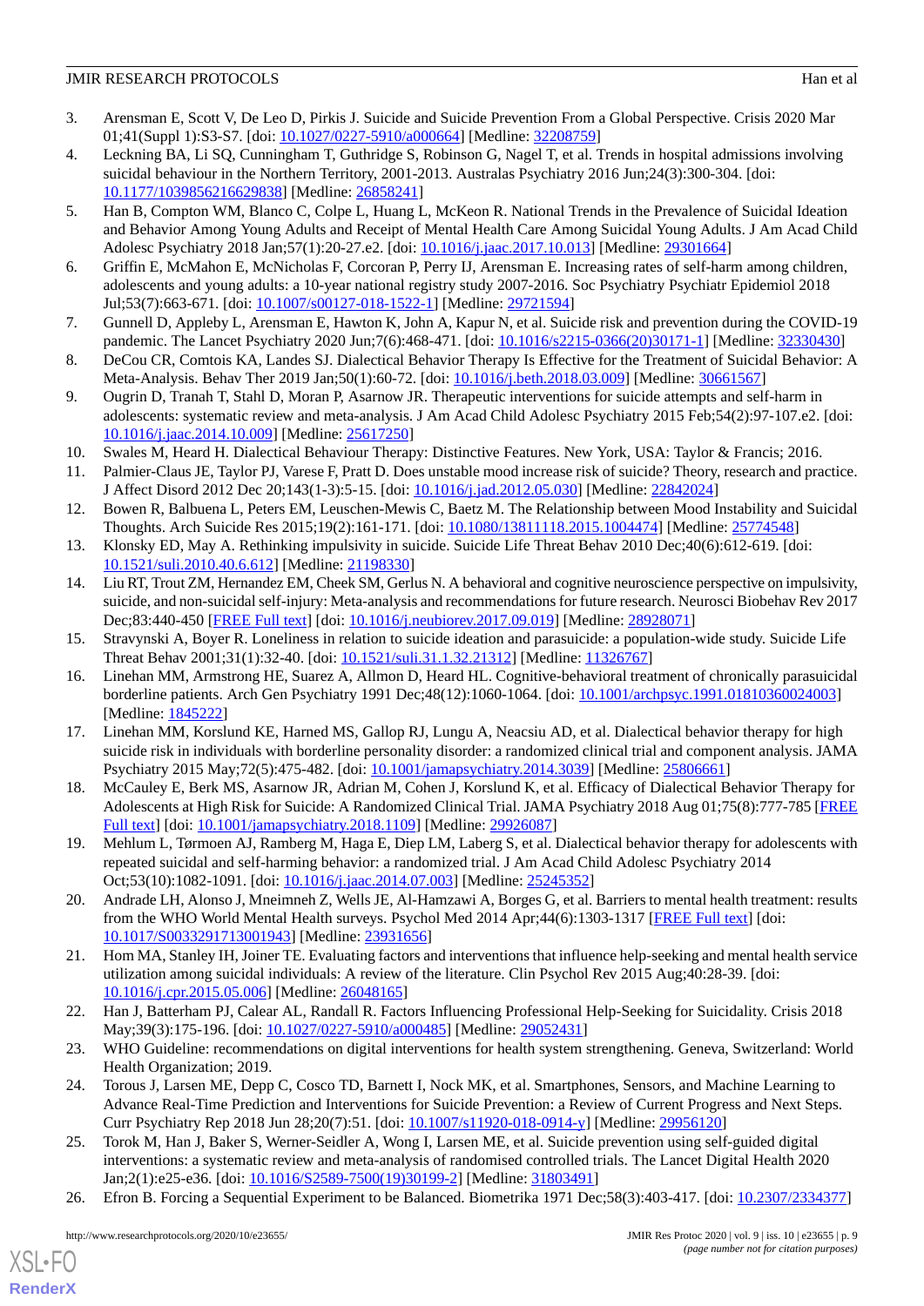3. Arensman E, Scott V, De Leo D, Pirkis J. Suicide and Suicide Prevention From a Global Perspective. Crisis 2020 Mar 01;41(Suppl 1):S3-S7. [doi: 10.1027/0227-5910/a000664] [Medline: 32208759]
4. Leckning BA, Li SQ, Cunningham T, Guthridge S, Robinson G, Nagel T, et al. Trends in hospital admissions involving suicidal behaviour in the Northern Territory, 2001-2013. Australas Psychiatry 2016 Jun;24(3):300-304. [doi: 10.1177/1039856216629838] [Medline: 26858241]
5. Han B, Compton WM, Blanco C, Colpe L, Huang L, McKeon R. National Trends in the Prevalence of Suicidal Ideation and Behavior Among Young Adults and Receipt of Mental Health Care Among Suicidal Young Adults. J Am Acad Child Adolesc Psychiatry 2018 Jan;57(1):20-27.e2. [doi: 10.1016/j.jaac.2017.10.013] [Medline: 29301664]
6. Griffin E, McMahon E, McNicholas F, Corcoran P, Perry IJ, Arensman E. Increasing rates of self-harm among children, adolescents and young adults: a 10-year national registry study 2007-2016. Soc Psychiatry Psychiatr Epidemiol 2018 Jul;53(7):663-671. [doi: 10.1007/s00127-018-1522-1] [Medline: 29721594]
7. Gunnell D, Appleby L, Arensman E, Hawton K, John A, Kapur N, et al. Suicide risk and prevention during the COVID-19 pandemic. The Lancet Psychiatry 2020 Jun;7(6):468-471. [doi: 10.1016/s2215-0366(20)30171-1] [Medline: 32330430]
8. DeCou CR, Comtois KA, Landes SJ. Dialectical Behavior Therapy Is Effective for the Treatment of Suicidal Behavior: A Meta-Analysis. Behav Ther 2019 Jan;50(1):60-72. [doi: 10.1016/j.beth.2018.03.009] [Medline: 30661567]
9. Ougrin D, Tranah T, Stahl D, Moran P, Asarnow JR. Therapeutic interventions for suicide attempts and self-harm in adolescents: systematic review and meta-analysis. J Am Acad Child Adolesc Psychiatry 2015 Feb;54(2):97-107.e2. [doi: 10.1016/j.jaac.2014.10.009] [Medline: 25617250]
10. Swales M, Heard H. Dialectical Behaviour Therapy: Distinctive Features. New York, USA: Taylor & Francis; 2016.
11. Palmier-Claus JE, Taylor PJ, Varese F, Pratt D. Does unstable mood increase risk of suicide? Theory, research and practice. J Affect Disord 2012 Dec 20;143(1-3):5-15. [doi: 10.1016/j.jad.2012.05.030] [Medline: 22842024]
12. Bowen R, Balbuena L, Peters EM, Leuschen-Mewis C, Baetz M. The Relationship between Mood Instability and Suicidal Thoughts. Arch Suicide Res 2015;19(2):161-171. [doi: 10.1080/13811118.2015.1004474] [Medline: 25774548]
13. Klonsky ED, May A. Rethinking impulsivity in suicide. Suicide Life Threat Behav 2010 Dec;40(6):612-619. [doi: 10.1521/suli.2010.40.6.612] [Medline: 21198330]
14. Liu RT, Trout ZM, Hernandez EM, Cheek SM, Gerlus N. A behavioral and cognitive neuroscience perspective on impulsivity, suicide, and non-suicidal self-injury: Meta-analysis and recommendations for future research. Neurosci Biobehav Rev 2017 Dec;83:440-450 [FREE Full text] [doi: 10.1016/j.neubiorev.2017.09.019] [Medline: 28928071]
15. Stravynski A, Boyer R. Loneliness in relation to suicide ideation and parasuicide: a population-wide study. Suicide Life Threat Behav 2001;31(1):32-40. [doi: 10.1521/suli.31.1.32.21312] [Medline: 11326767]
16. Linehan MM, Armstrong HE, Suarez A, Allmon D, Heard HL. Cognitive-behavioral treatment of chronically parasuicidal borderline patients. Arch Gen Psychiatry 1991 Dec;48(12):1060-1064. [doi: 10.1001/archpsyc.1991.01810360024003] [Medline: 1845222]
17. Linehan MM, Korslund KE, Harned MS, Gallop RJ, Lungu A, Neacsiu AD, et al. Dialectical behavior therapy for high suicide risk in individuals with borderline personality disorder: a randomized clinical trial and component analysis. JAMA Psychiatry 2015 May;72(5):475-482. [doi: 10.1001/jamapsychiatry.2014.3039] [Medline: 25806661]
18. McCauley E, Berk MS, Asarnow JR, Adrian M, Cohen J, Korslund K, et al. Efficacy of Dialectical Behavior Therapy for Adolescents at High Risk for Suicide: A Randomized Clinical Trial. JAMA Psychiatry 2018 Aug 01;75(8):777-785 [FREE Full text] [doi: 10.1001/jamapsychiatry.2018.1109] [Medline: 29926087]
19. Mehlum L, Tørmoen AJ, Ramberg M, Haga E, Diep LM, Laberg S, et al. Dialectical behavior therapy for adolescents with repeated suicidal and self-harming behavior: a randomized trial. J Am Acad Child Adolesc Psychiatry 2014 Oct;53(10):1082-1091. [doi: 10.1016/j.jaac.2014.07.003] [Medline: 25245352]
20. Andrade LH, Alonso J, Mneimneh Z, Wells JE, Al-Hamzawi A, Borges G, et al. Barriers to mental health treatment: results from the WHO World Mental Health surveys. Psychol Med 2014 Apr;44(6):1303-1317 [FREE Full text] [doi: 10.1017/S0033291713001943] [Medline: 23931656]
21. Hom MA, Stanley IH, Joiner TE. Evaluating factors and interventions that influence help-seeking and mental health service utilization among suicidal individuals: A review of the literature. Clin Psychol Rev 2015 Aug;40:28-39. [doi: 10.1016/j.cpr.2015.05.006] [Medline: 26048165]
22. Han J, Batterham PJ, Calear AL, Randall R. Factors Influencing Professional Help-Seeking for Suicidality. Crisis 2018 May;39(3):175-196. [doi: 10.1027/0227-5910/a000485] [Medline: 29052431]
23. WHO Guideline: recommendations on digital interventions for health system strengthening. Geneva, Switzerland: World Health Organization; 2019.
24. Torous J, Larsen ME, Depp C, Cosco TD, Barnett I, Nock MK, et al. Smartphones, Sensors, and Machine Learning to Advance Real-Time Prediction and Interventions for Suicide Prevention: a Review of Current Progress and Next Steps. Curr Psychiatry Rep 2018 Jun 28;20(7):51. [doi: 10.1007/s11920-018-0914-y] [Medline: 29956120]
25. Torok M, Han J, Baker S, Werner-Seidler A, Wong I, Larsen ME, et al. Suicide prevention using self-guided digital interventions: a systematic review and meta-analysis of randomised controlled trials. The Lancet Digital Health 2020 Jan;2(1):e25-e36. [doi: 10.1016/S2589-7500(19)30199-2] [Medline: 31803491]
26. Efron B. Forcing a Sequential Experiment to be Balanced. Biometrika 1971 Dec;58(3):403-417. [doi: 10.2307/2334377]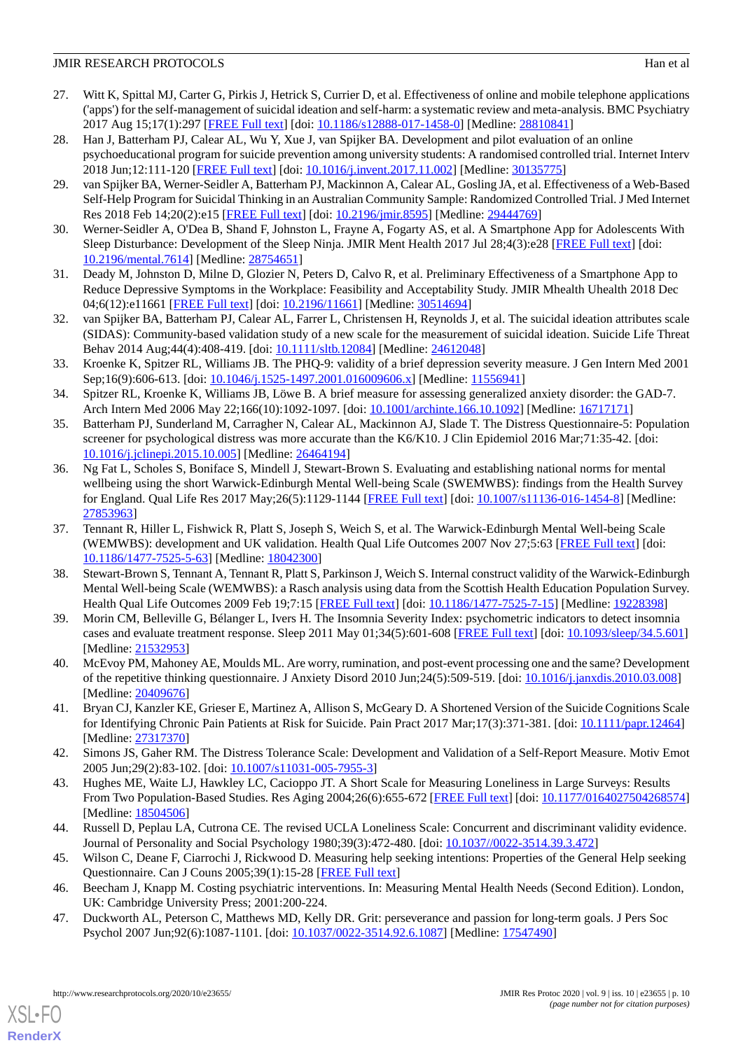27. Witt K, Spittal MJ, Carter G, Pirkis J, Hetrick S, Currier D, et al. Effectiveness of online and mobile telephone applications ('apps') for the self-management of suicidal ideation and self-harm: a systematic review and meta-analysis. BMC Psychiatry 2017 Aug 15;17(1):297 [FREE Full text] [doi: 10.1186/s12888-017-1458-0] [Medline: 28810841]
28. Han J, Batterham PJ, Calear AL, Wu Y, Xue J, van Spijker BA. Development and pilot evaluation of an online psychoeducational program for suicide prevention among university students: A randomised controlled trial. Internet Interv 2018 Jun;12:111-120 [FREE Full text] [doi: 10.1016/j.invent.2017.11.002] [Medline: 30135775]
29. van Spijker BA, Werner-Seidler A, Batterham PJ, Mackinnon A, Calear AL, Gosling JA, et al. Effectiveness of a Web-Based Self-Help Program for Suicidal Thinking in an Australian Community Sample: Randomized Controlled Trial. J Med Internet Res 2018 Feb 14;20(2):e15 [FREE Full text] [doi: 10.2196/jmir.8595] [Medline: 29444769]
30. Werner-Seidler A, O'Dea B, Shand F, Johnston L, Frayne A, Fogarty AS, et al. A Smartphone App for Adolescents With Sleep Disturbance: Development of the Sleep Ninja. JMIR Ment Health 2017 Jul 28;4(3):e28 [FREE Full text] [doi: 10.2196/mental.7614] [Medline: 28754651]
31. Deady M, Johnston D, Milne D, Glozier N, Peters D, Calvo R, et al. Preliminary Effectiveness of a Smartphone App to Reduce Depressive Symptoms in the Workplace: Feasibility and Acceptability Study. JMIR Mhealth Uhealth 2018 Dec 04;6(12):e11661 [FREE Full text] [doi: 10.2196/11661] [Medline: 30514694]
32. van Spijker BA, Batterham PJ, Calear AL, Farrer L, Christensen H, Reynolds J, et al. The suicidal ideation attributes scale (SIDAS): Community-based validation study of a new scale for the measurement of suicidal ideation. Suicide Life Threat Behav 2014 Aug;44(4):408-419. [doi: 10.1111/sltb.12084] [Medline: 24612048]
33. Kroenke K, Spitzer RL, Williams JB. The PHQ-9: validity of a brief depression severity measure. J Gen Intern Med 2001 Sep;16(9):606-613. [doi: 10.1046/j.1525-1497.2001.016009606.x] [Medline: 11556941]
34. Spitzer RL, Kroenke K, Williams JB, Löwe B. A brief measure for assessing generalized anxiety disorder: the GAD-7. Arch Intern Med 2006 May 22;166(10):1092-1097. [doi: 10.1001/archinte.166.10.1092] [Medline: 16717171]
35. Batterham PJ, Sunderland M, Carragher N, Calear AL, Mackinnon AJ, Slade T. The Distress Questionnaire-5: Population screener for psychological distress was more accurate than the K6/K10. J Clin Epidemiol 2016 Mar;71:35-42. [doi: 10.1016/j.jclinepi.2015.10.005] [Medline: 26464194]
36. Ng Fat L, Scholes S, Boniface S, Mindell J, Stewart-Brown S. Evaluating and establishing national norms for mental wellbeing using the short Warwick-Edinburgh Mental Well-being Scale (SWEMWBS): findings from the Health Survey for England. Qual Life Res 2017 May;26(5):1129-1144 [FREE Full text] [doi: 10.1007/s11136-016-1454-8] [Medline: 27853963]
37. Tennant R, Hiller L, Fishwick R, Platt S, Joseph S, Weich S, et al. The Warwick-Edinburgh Mental Well-being Scale (WEMWBS): development and UK validation. Health Qual Life Outcomes 2007 Nov 27;5:63 [FREE Full text] [doi: 10.1186/1477-7525-5-63] [Medline: 18042300]
38. Stewart-Brown S, Tennant A, Tennant R, Platt S, Parkinson J, Weich S. Internal construct validity of the Warwick-Edinburgh Mental Well-being Scale (WEMWBS): a Rasch analysis using data from the Scottish Health Education Population Survey. Health Qual Life Outcomes 2009 Feb 19;7:15 [FREE Full text] [doi: 10.1186/1477-7525-7-15] [Medline: 19228398]
39. Morin CM, Belleville G, Bélanger L, Ivers H. The Insomnia Severity Index: psychometric indicators to detect insomnia cases and evaluate treatment response. Sleep 2011 May 01;34(5):601-608 [FREE Full text] [doi: 10.1093/sleep/34.5.601] [Medline: 21532953]
40. McEvoy PM, Mahoney AE, Moulds ML. Are worry, rumination, and post-event processing one and the same? Development of the repetitive thinking questionnaire. J Anxiety Disord 2010 Jun;24(5):509-519. [doi: 10.1016/j.janxdis.2010.03.008] [Medline: 20409676]
41. Bryan CJ, Kanzler KE, Grieser E, Martinez A, Allison S, McGeary D. A Shortened Version of the Suicide Cognitions Scale for Identifying Chronic Pain Patients at Risk for Suicide. Pain Pract 2017 Mar;17(3):371-381. [doi: 10.1111/papr.12464] [Medline: 27317370]
42. Simons JS, Gaher RM. The Distress Tolerance Scale: Development and Validation of a Self-Report Measure. Motiv Emot 2005 Jun;29(2):83-102. [doi: 10.1007/s11031-005-7955-3]
43. Hughes ME, Waite LJ, Hawkley LC, Cacioppo JT. A Short Scale for Measuring Loneliness in Large Surveys: Results From Two Population-Based Studies. Res Aging 2004;26(6):655-672 [FREE Full text] [doi: 10.1177/0164027504268574] [Medline: 18504506]
44. Russell D, Peplau LA, Cutrona CE. The revised UCLA Loneliness Scale: Concurrent and discriminant validity evidence. Journal of Personality and Social Psychology 1980;39(3):472-480. [doi: 10.1037//0022-3514.39.3.472]
45. Wilson C, Deane F, Ciarrochi J, Rickwood D. Measuring help seeking intentions: Properties of the General Help seeking Questionnaire. Can J Couns 2005;39(1):15-28 [FREE Full text]
46. Beecham J, Knapp M. Costing psychiatric interventions. In: Measuring Mental Health Needs (Second Edition). London, UK: Cambridge University Press; 2001:200-224.
47. Duckworth AL, Peterson C, Matthews MD, Kelly DR. Grit: perseverance and passion for long-term goals. J Pers Soc Psychol 2007 Jun;92(6):1087-1101. [doi: 10.1037/0022-3514.92.6.1087] [Medline: 17547490]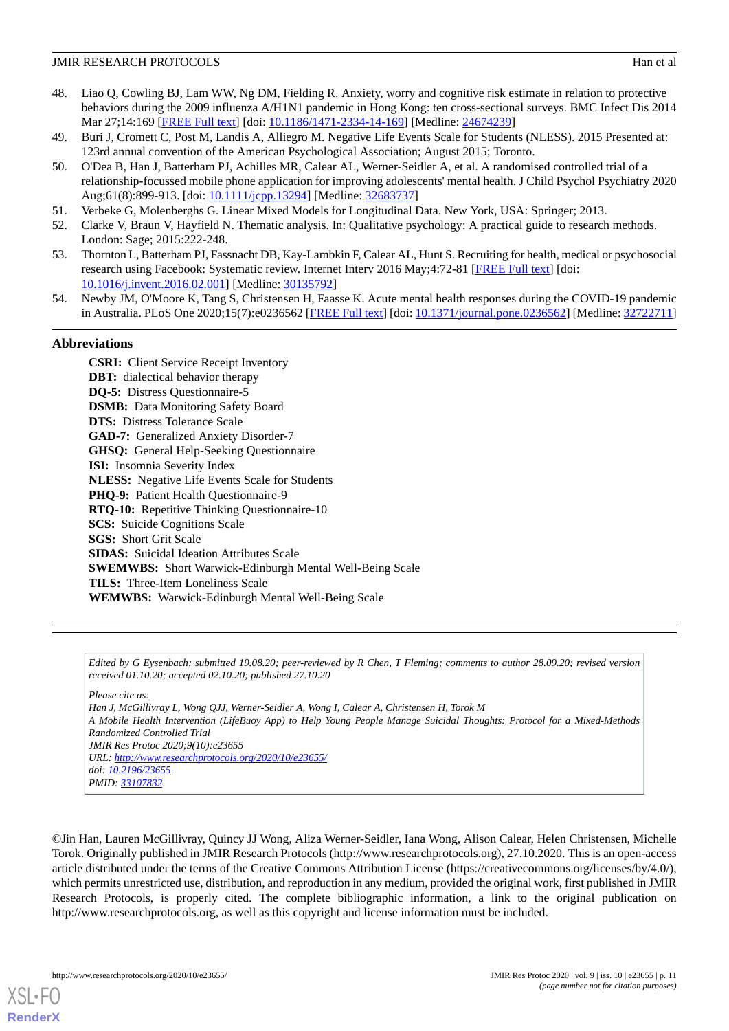48. Liao Q, Cowling BJ, Lam WW, Ng DM, Fielding R. Anxiety, worry and cognitive risk estimate in relation to protective behaviors during the 2009 influenza A/H1N1 pandemic in Hong Kong: ten cross-sectional surveys. BMC Infect Dis 2014 Mar 27;14:169 [FREE Full text] [doi: 10.1186/1471-2334-14-169] [Medline: 24674239]
49. Buri J, Cromett C, Post M, Landis A, Alliegro M. Negative Life Events Scale for Students (NLESS). 2015 Presented at: 123rd annual convention of the American Psychological Association; August 2015; Toronto.
50. O'Dea B, Han J, Batterham PJ, Achilles MR, Calear AL, Werner-Seidler A, et al. A randomised controlled trial of a relationship-focussed mobile phone application for improving adolescents' mental health. J Child Psychol Psychiatry 2020 Aug;61(8):899-913. [doi: 10.1111/jcpp.13294] [Medline: 32683737]
51. Verbeke G, Molenberghs G. Linear Mixed Models for Longitudinal Data. New York, USA: Springer; 2013.
52. Clarke V, Braun V, Hayfield N. Thematic analysis. In: Qualitative psychology: A practical guide to research methods. London: Sage; 2015:222-248.
53. Thornton L, Batterham PJ, Fassnacht DB, Kay-Lambkin F, Calear AL, Hunt S. Recruiting for health, medical or psychosocial research using Facebook: Systematic review. Internet Interv 2016 May;4:72-81 [FREE Full text] [doi: 10.1016/j.invent.2016.02.001] [Medline: 30135792]
54. Newby JM, O'Moore K, Tang S, Christensen H, Faasse K. Acute mental health responses during the COVID-19 pandemic in Australia. PLoS One 2020;15(7):e0236562 [FREE Full text] [doi: 10.1371/journal.pone.0236562] [Medline: 32722711]

## Abbreviations

**CSRI:** Client Service Receipt Inventory
**DBT:** dialectical behavior therapy
**DQ-5:** Distress Questionnaire-5
**DSMB:** Data Monitoring Safety Board
**DTS:** Distress Tolerance Scale
**GAD-7:** Generalized Anxiety Disorder-7
**GHSQ:** General Help-Seeking Questionnaire
**ISI:** Insomnia Severity Index
**NLESS:** Negative Life Events Scale for Students
**PHQ-9:** Patient Health Questionnaire-9
**RTQ-10:** Repetitive Thinking Questionnaire-10
**SCS:** Suicide Cognitions Scale
**SGS:** Short Grit Scale
**SIDAS:** Suicidal Ideation Attributes Scale
**SWEMWBS:** Short Warwick-Edinburgh Mental Well-Being Scale
**TILS:** Three-Item Loneliness Scale
**WEMWBS:** Warwick-Edinburgh Mental Well-Being Scale

*Edited by G Eysenbach; submitted 19.08.20; peer-reviewed by R Chen, T Fleming; comments to author 28.09.20; revised version received 01.10.20; accepted 02.10.20; published 27.10.20*

*Please cite as:*
*Han J, McGillivray L, Wong QJJ, Werner-Seidler A, Wong I, Calear A, Christensen H, Torok M*
*A Mobile Health Intervention (LifeBuoy App) to Help Young People Manage Suicidal Thoughts: Protocol for a Mixed-Methods Randomized Controlled Trial*
*JMIR Res Protoc 2020;9(10):e23655*
*URL: http://www.researchprotocols.org/2020/10/e23655/*
*doi: 10.2196/23655*
*PMID: 33107832*

©Jin Han, Lauren McGillivray, Quincy JJ Wong, Aliza Werner-Seidler, Iana Wong, Alison Calear, Helen Christensen, Michelle Torok. Originally published in JMIR Research Protocols (http://www.researchprotocols.org), 27.10.2020. This is an open-access article distributed under the terms of the Creative Commons Attribution License (https://creativecommons.org/licenses/by/4.0/), which permits unrestricted use, distribution, and reproduction in any medium, provided the original work, first published in JMIR Research Protocols, is properly cited. The complete bibliographic information, a link to the original publication on http://www.researchprotocols.org, as well as this copyright and license information must be included.